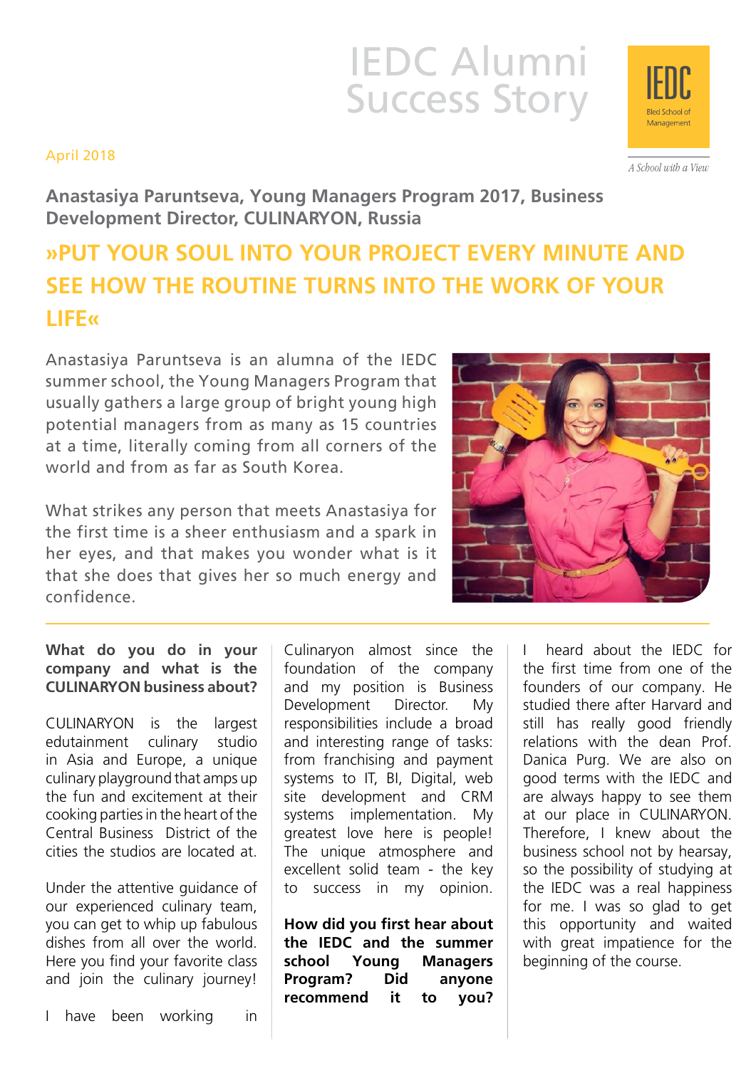# IEDC Alumni Success Story

April 2018

**Anastasiya Paruntseva, Young Managers Program 2017, Business Development Director, CULINARYON, Russia**

## »PUT YOUR SOUL INTO YOUR PROJECT EVERY MINUTE AND SEE HOW THE ROUTINE TURNS INTO THE WORK OF YOUR LIFE«

Anastasiya Paruntseva is an alumna of the IEDC summer school, the Young Managers Program that usually gathers a large group of bright young high potential managers from as many as 15 countries at a time, literally coming from all corners of the world and from as far as South Korea.

What strikes any person that meets Anastasiya for the first time is a sheer enthusiasm and a spark in her eyes, and that makes you wonder what is it that she does that gives her so much energy and confidence.

**What do you do in your company and what is the CULINARYON business about?**

CULINARYON is the largest edutainment culinary studio in Asia and Europe, a unique culinary playground that amps up the fun and excitement at their cooking parties in the heart of the Central Business District of the cities the studios are located at.

Under the attentive guidance of our experienced culinary team, you can get to whip up fabulous dishes from all over the world. Here you find your favorite class and join the culinary journey!

I have been working in Culinaryon almost since the foundation of the company and my position is Business Development Director. My responsibilities include a broad and interesting range of tasks: from franchising and payment systems to IT, BI, Digital, web site development and CRM systems implementation. My greatest love here is people! The unique atmosphere and excellent solid team - the key to success in my opinion.

**How did you first hear about the IEDC and the summer school Young Managers Program? Did anyone recommend it to you?**

I heard about the IEDC for the first time from one of the founders of our company. He studied there after Harvard and still has really good friendly relations with the dean Prof. Danica Purg. We are also on good terms with the IEDC and are always happy to see them at our place in CULINARYON. Therefore, I knew about the business school not by hearsay, so the possibility of studying at the IEDC was a real happiness for me. I was so glad to get this opportunity and waited with great impatience for the beginning of the course.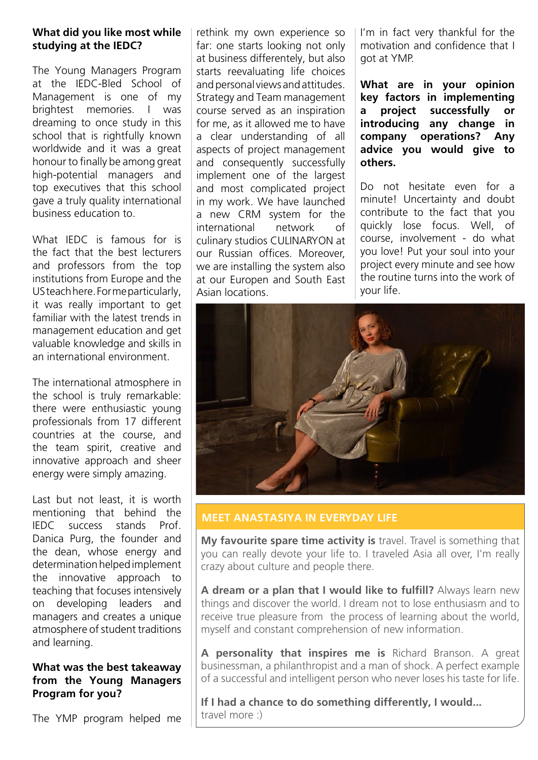**What did you like most while studying at the IEDC?**

The Young Managers Program at the IEDC-Bled School of Management is one of my brightest memories. I was dreaming to once study in this school that is rightfully known worldwide and it was a great honour to finally be among great high-potential managers and top executives that this school gave a truly quality international business education to.

What IEDC is famous for is the fact that the best lecturers and professors from the top institutions from Europe and the US teach here. For me particularly, it was really important to get familiar with the latest trends in management education and get valuable knowledge and skills in an international environment.

The international atmosphere in the school is truly remarkable: there were enthusiastic young professionals from 17 different countries at the course, and the team spirit, creative and innovative approach and sheer energy were simply amazing.

Last but not least, it is worth mentioning that behind the IEDC success stands Prof. Danica Purg, the founder and the dean, whose energy and determination helped implement the innovative approach to teaching that focuses intensively on developing leaders and managers and creates a unique atmosphere of student traditions and learning.

**What was the best takeaway from the Young Managers Program for you?**

The YMP program helped me rethink my own experience so far: one starts looking not only at business differently, but also starts reevaluating life choices and personal views and attitudes. Strategy and Team management course served as an inspiration for me, as it allowed me to have a clear understanding of all aspects of project management and consequently successfully implement one of the largest and most complicated project in my work. We have launched a new CRM system for the international network of culinary studios CULINARYON at our Russian offices. Moreover, we are installing the system also at our Europen and South East Asian locations.

I'm in fact very thankful for the motivation and confidence that I got at YMP.

**What are in your opinion key factors in implementing a project successfully or introducing any change in company operations? Any advice you would give to others.**

Do not hesitate even for a minute! Uncertainty and doubt contribute to the fact that you quickly lose focus. Well, of course, involvement - do what you love! Put your soul into your project every minute and see how the routine turns into the work of your life.

## MEET ANASTASIYA IN EVERYDAY LIFE

**My favourite spare time activity is** travel. Travel is something that you can really devote your life to. I traveled Asia all over, I'm really crazy about culture and people there.

**A dream or a plan that I would like to fulfill?** Always learn new things and discover the world. I dream not to lose enthusiasm and to receive true pleasure from the process of learning about the world, myself and constant comprehension of new information.

**A personality that inspires me is** Richard Branson. A great businessman, a philanthropist and a man of shock. A perfect example of a successful and intelligent person who never loses his taste for life.

**If I had a chance to do something differently, I would...** travel more :)